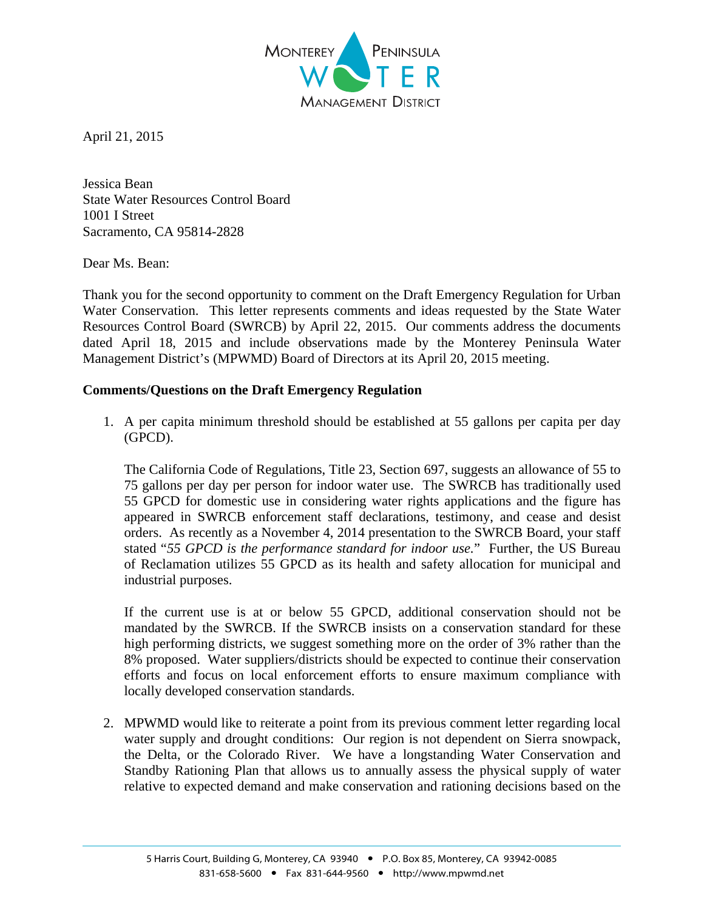MONTEREY PENINSULA WATER MANAGEMENT DISTRICT

April 21, 2015

Jessica Bean
State Water Resources Control Board
1001 I Street
Sacramento, CA 95814-2828

Dear Ms. Bean:

Thank you for the second opportunity to comment on the Draft Emergency Regulation for Urban Water Conservation. This letter represents comments and ideas requested by the State Water Resources Control Board (SWRCB) by April 22, 2015. Our comments address the documents dated April 18, 2015 and include observations made by the Monterey Peninsula Water Management District's (MPWMD) Board of Directors at its April 20, 2015 meeting.

**Comments/Questions on the Draft Emergency Regulation**

1. A per capita minimum threshold should be established at 55 gallons per capita per day (GPCD).

   The California Code of Regulations, Title 23, Section 697, suggests an allowance of 55 to 75 gallons per day per person for indoor water use. The SWRCB has traditionally used 55 GPCD for domestic use in considering water rights applications and the figure has appeared in SWRCB enforcement staff declarations, testimony, and cease and desist orders. As recently as a November 4, 2014 presentation to the SWRCB Board, your staff stated "*55 GPCD is the performance standard for indoor use.*" Further, the US Bureau of Reclamation utilizes 55 GPCD as its health and safety allocation for municipal and industrial purposes.

   If the current use is at or below 55 GPCD, additional conservation should not be mandated by the SWRCB. If the SWRCB insists on a conservation standard for these high performing districts, we suggest something more on the order of 3% rather than the 8% proposed. Water suppliers/districts should be expected to continue their conservation efforts and focus on local enforcement efforts to ensure maximum compliance with locally developed conservation standards.

2. MPWMD would like to reiterate a point from its previous comment letter regarding local water supply and drought conditions: Our region is not dependent on Sierra snowpack, the Delta, or the Colorado River. We have a longstanding Water Conservation and Standby Rationing Plan that allows us to annually assess the physical supply of water relative to expected demand and make conservation and rationing decisions based on the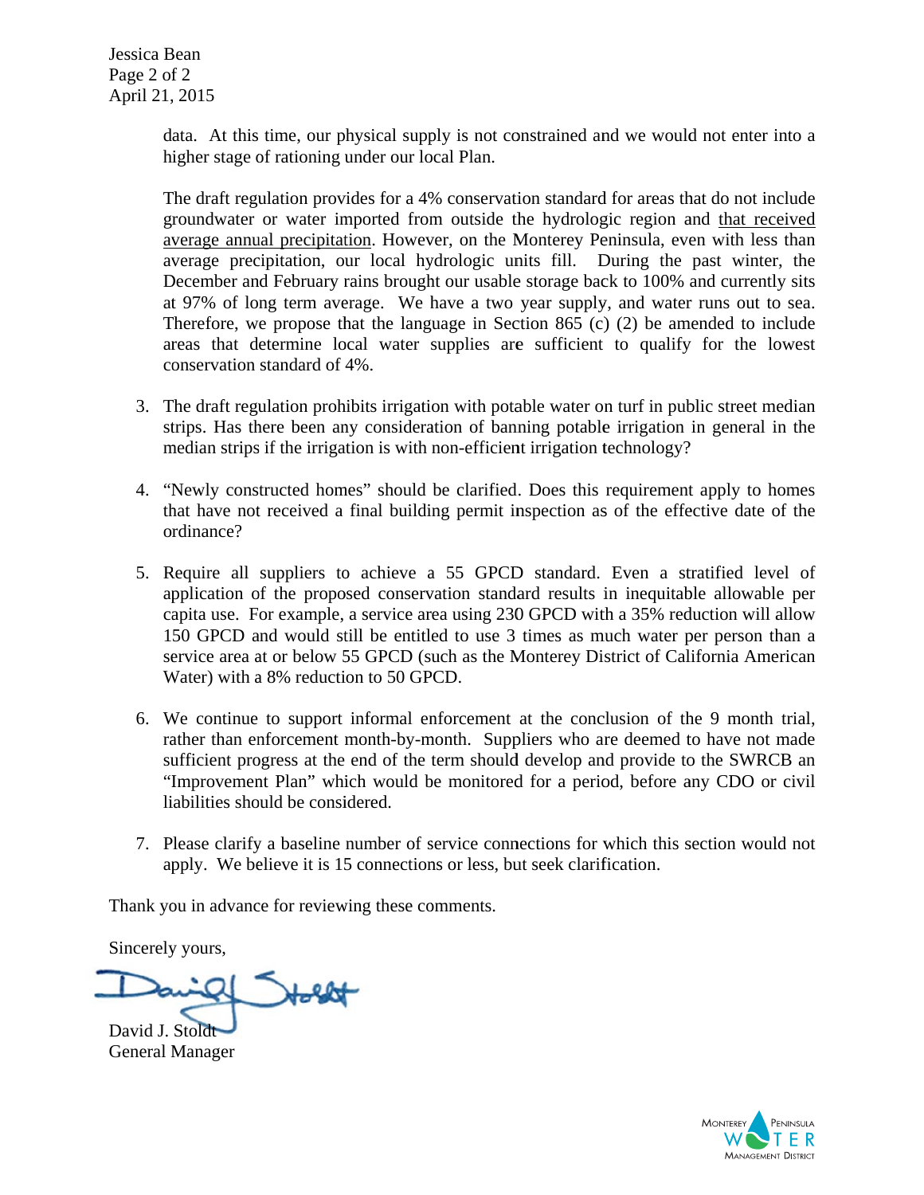data. At this time, our physical supply is not constrained and we would not enter into a higher stage of rationing under our local Plan.

The draft regulation provides for a 4% conservation standard for areas that do not include groundwater or water imported from outside the hydrologic region and that received average annual precipitation. However, on the Monterey Peninsula, even with less than average precipitation, our local hydrologic units fill. During the past winter, the December and February rains brought our usable storage back to 100% and currently sits at 97% of long term average. We have a two year supply, and water runs out to sea. Therefore, we propose that the language in Section 865 (c) (2) be amended to include areas that determine local water supplies are sufficient to qualify for the lowest conservation standard of 4%.

3. The draft regulation prohibits irrigation with potable water on turf in public street median strips. Has there been any consideration of banning potable irrigation in general in the median strips if the irrigation is with non-efficient irrigation technology?

4. "Newly constructed homes" should be clarified. Does this requirement apply to homes that have not received a final building permit inspection as of the effective date of the ordinance?

5. Require all suppliers to achieve a 55 GPCD standard. Even a stratified level of application of the proposed conservation standard results in inequitable allowable per capita use. For example, a service area using 230 GPCD with a 35% reduction will allow 150 GPCD and would still be entitled to use 3 times as much water per person than a service area at or below 55 GPCD (such as the Monterey District of California American Water) with a 8% reduction to 50 GPCD.

6. We continue to support informal enforcement at the conclusion of the 9 month trial, rather than enforcement month-by-month. Suppliers who are deemed to have not made sufficient progress at the end of the term should develop and provide to the SWRCB an "Improvement Plan" which would be monitored for a period, before any CDO or civil liabilities should be considered.

7. Please clarify a baseline number of service connections for which this section would not apply. We believe it is 15 connections or less, but seek clarification.

Thank you in advance for reviewing these comments.

Sincerely yours,

David J. Stoldt
General Manager

Monterey Peninsula Water Management District